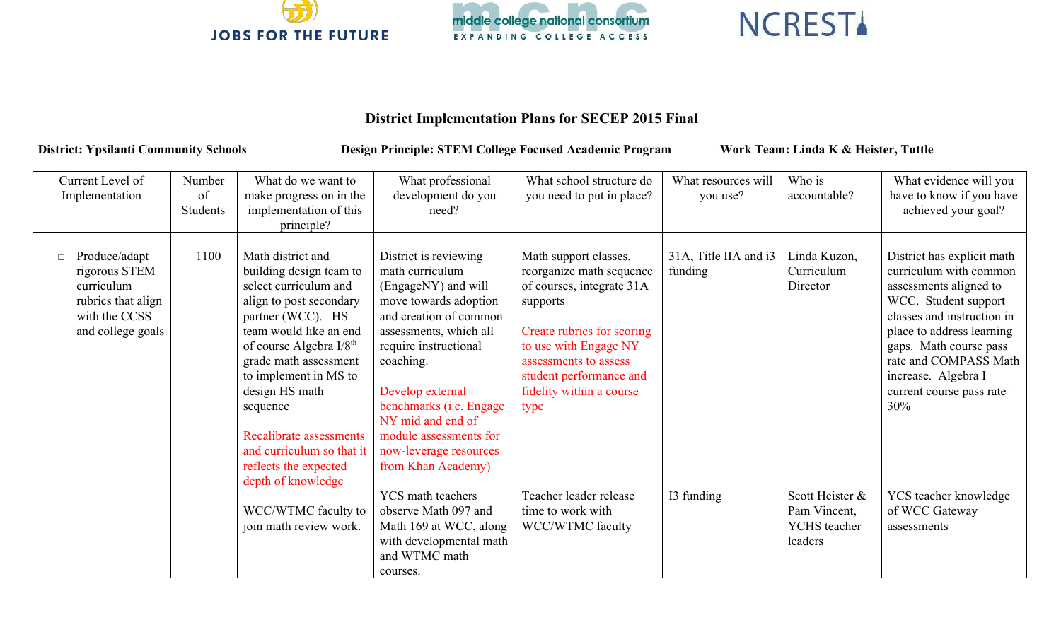JOBS FOR THE FUTURE | middle college national consortium EXPANDING COLLEGE ACCESS | NCREST

# District Implementation Plans for SECEP 2015 Final

**District: Ypsilanti Community Schools** **Design Principle: STEM College Focused Academic Program** **Work Team: Linda K & Heister, Tuttle**

| Current Level of Implementation | Number of Students | What do we want to make progress on in the implementation of this principle? | What professional development do you need? | What school structure do you need to put in place? | What resources will you use? | Who is accountable? | What evidence will you have to know if you have achieved your goal? |
|---|---|---|---|---|---|---|---|
| ☐ Produce/adapt rigorous STEM curriculum rubrics that align with the CCSS and college goals | 1100 | Math district and building design team to select curriculum and align to post secondary partner (WCC). HS team would like an end of course Algebra I/8th grade math assessment to implement in MS to design HS math sequence<br><br>Recalibrate assessments and curriculum so that it reflects the expected depth of knowledge | District is reviewing math curriculum (EngageNY) and will move towards adoption and creation of common assessments, which all require instructional coaching.<br><br>Develop external benchmarks (i.e. Engage NY mid and end of module assessments for now-leverage resources from Khan Academy) | Math support classes, reorganize math sequence of courses, integrate 31A supports<br><br>Create rubrics for scoring to use with Engage NY assessments to assess student performance and fidelity within a course type | 31A, Title IIA and i3 funding | Linda Kuzon, Curriculum Director | District has explicit math curriculum with common assessments aligned to WCC. Student support classes and instruction in place to address learning gaps. Math course pass rate and COMPASS Math increase. Algebra I current course pass rate = 30% |
| | | WCC/WTMC faculty to join math review work. | YCS math teachers observe Math 097 and Math 169 at WCC, along with developmental math and WTMC math courses. | Teacher leader release time to work with WCC/WTMC faculty | I3 funding | Scott Heister & Pam Vincent, YCHS teacher leaders | YCS teacher knowledge of WCC Gateway assessments |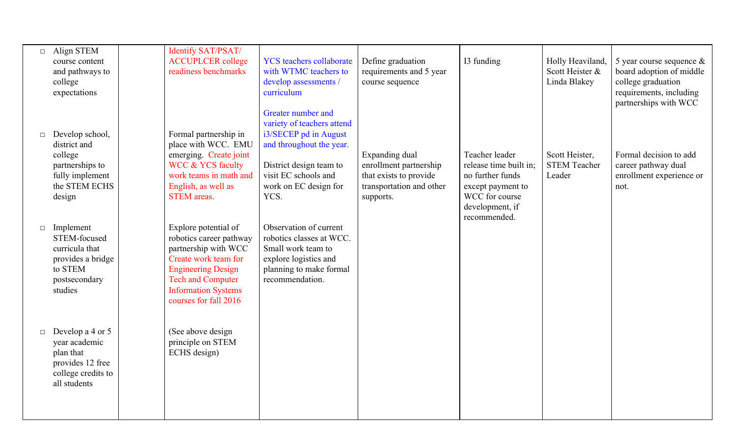| | | | | | | | |
|---|---|---|---|---|---|---|---|
| □ Align STEM course content and pathways to college expectations | | Identify SAT/PSAT/ ACCUPLCER college readiness benchmarks | YCS teachers collaborate with WTMC teachers to develop assessments / curriculum<br><br>Greater number and variety of teachers attend i3/SECEP pd in August and throughout the year. | Define graduation requirements and 5 year course sequence | I3 funding | Holly Heaviland, Scott Heister & Linda Blakey | 5 year course sequence & board adoption of middle college graduation requirements, including partnerships with WCC |
| □ Develop school, district and college partnerships to fully implement the STEM ECHS design | | Formal partnership in place with WCC. EMU emerging. Create joint WCC & YCS faculty work teams in math and English, as well as STEM areas. | District design team to visit EC schools and work on EC design for YCS. | Expanding dual enrollment partnership that exists to provide transportation and other supports. | Teacher leader release time built in; no further funds except payment to WCC for course development, if recommended. | Scott Heister, STEM Teacher Leader | Formal decision to add career pathway dual enrollment experience or not. |
| □ Implement STEM-focused curricula that provides a bridge to STEM postsecondary studies | | Explore potential of robotics career pathway partnership with WCC Create work team for Engineering Design Tech and Computer Information Systems courses for fall 2016 | Observation of current robotics classes at WCC. Small work team to explore logistics and planning to make formal recommendation. | | | | |
| □ Develop a 4 or 5 year academic plan that provides 12 free college credits to all students | | (See above design principle on STEM ECHS design) | | | | | |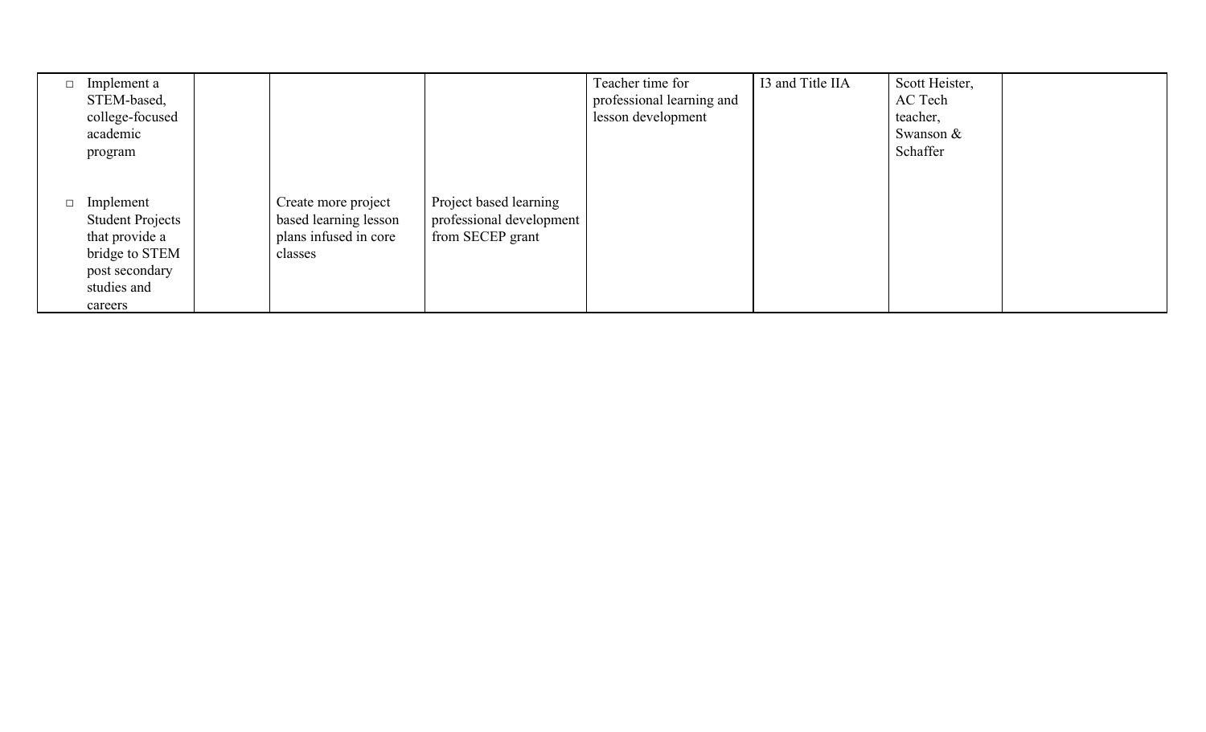| | | | | | | | |
|---|---|---|---|---|---|---|---|
| ▫ Implement a STEM-based, college-focused academic program<br><br>▫ Implement Student Projects that provide a bridge to STEM post secondary studies and careers | | Create more project based learning lesson plans infused in core classes | Project based learning professional development from SECEP grant | Teacher time for professional learning and lesson development | I3 and Title IIA | Scott Heister, AC Tech teacher, Swanson & Schaffer | |